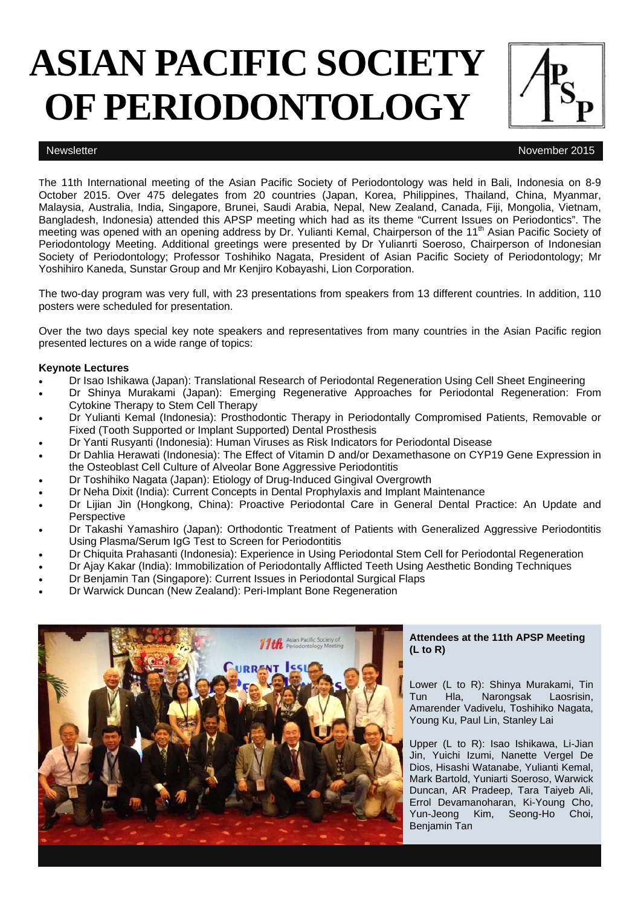# ASIAN PACIFIC SOCIETY OF PERIODONTOLOGY

Newsletter — November 2015

The 11th International meeting of the Asian Pacific Society of Periodontology was held in Bali, Indonesia on 8-9 October 2015. Over 475 delegates from 20 countries (Japan, Korea, Philippines, Thailand, China, Myanmar, Malaysia, Australia, India, Singapore, Brunei, Saudi Arabia, Nepal, New Zealand, Canada, Fiji, Mongolia, Vietnam, Bangladesh, Indonesia) attended this APSP meeting which had as its theme "Current Issues on Periodontics". The meeting was opened with an opening address by Dr. Yulianti Kemal, Chairperson of the 11th Asian Pacific Society of Periodontology Meeting. Additional greetings were presented by Dr Yulianrti Soeroso, Chairperson of Indonesian Society of Periodontology; Professor Toshihiko Nagata, President of Asian Pacific Society of Periodontology; Mr Yoshihiro Kaneda, Sunstar Group and Mr Kenjiro Kobayashi, Lion Corporation.

The two-day program was very full, with 23 presentations from speakers from 13 different countries. In addition, 110 posters were scheduled for presentation.

Over the two days special key note speakers and representatives from many countries in the Asian Pacific region presented lectures on a wide range of topics:

**Keynote Lectures**

- Dr Isao Ishikawa (Japan): Translational Research of Periodontal Regeneration Using Cell Sheet Engineering
- Dr Shinya Murakami (Japan): Emerging Regenerative Approaches for Periodontal Regeneration: From Cytokine Therapy to Stem Cell Therapy
- Dr Yulianti Kemal (Indonesia): Prosthodontic Therapy in Periodontally Compromised Patients, Removable or Fixed (Tooth Supported or Implant Supported) Dental Prosthesis
- Dr Yanti Rusyanti (Indonesia): Human Viruses as Risk Indicators for Periodontal Disease
- Dr Dahlia Herawati (Indonesia): The Effect of Vitamin D and/or Dexamethasone on CYP19 Gene Expression in the Osteoblast Cell Culture of Alveolar Bone Aggressive Periodontitis
- Dr Toshihiko Nagata (Japan): Etiology of Drug-Induced Gingival Overgrowth
- Dr Neha Dixit (India): Current Concepts in Dental Prophylaxis and Implant Maintenance
- Dr Lijian Jin (Hongkong, China): Proactive Periodontal Care in General Dental Practice: An Update and Perspective
- Dr Takashi Yamashiro (Japan): Orthodontic Treatment of Patients with Generalized Aggressive Periodontitis Using Plasma/Serum IgG Test to Screen for Periodontitis
- Dr Chiquita Prahasanti (Indonesia): Experience in Using Periodontal Stem Cell for Periodontal Regeneration
- Dr Ajay Kakar (India): Immobilization of Periodontally Afflicted Teeth Using Aesthetic Bonding Techniques
- Dr Benjamin Tan (Singapore): Current Issues in Periodontal Surgical Flaps
- Dr Warwick Duncan (New Zealand): Peri-Implant Bone Regeneration

**Attendees at the 11th APSP Meeting (L to R)**

Lower (L to R): Shinya Murakami, Tin Tun Hla, Narongsak Laosrisin, Amarender Vadivelu, Toshihiko Nagata, Young Ku, Paul Lin, Stanley Lai

Upper (L to R): Isao Ishikawa, Li-Jian Jin, Yuichi Izumi, Nanette Vergel De Dios, Hisashi Watanabe, Yulianti Kemal, Mark Bartold, Yuniarti Soeroso, Warwick Duncan, AR Pradeep, Tara Taiyeb Ali, Errol Devamanoharan, Ki-Young Cho, Yun-Jeong Kim, Seong-Ho Choi, Benjamin Tan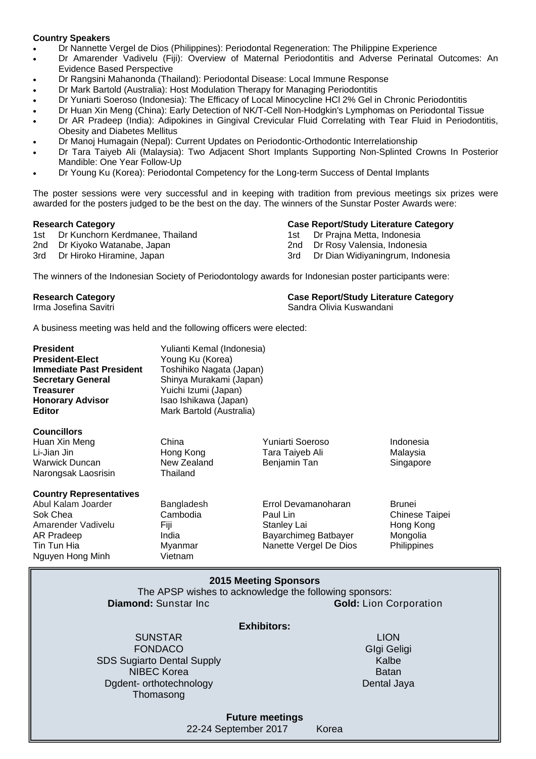**Country Speakers**

- Dr Nannette Vergel de Dios (Philippines): Periodontal Regeneration: The Philippine Experience
- Dr Amarender Vadivelu (Fiji): Overview of Maternal Periodontitis and Adverse Perinatal Outcomes: An Evidence Based Perspective
- Dr Rangsini Mahanonda (Thailand): Periodontal Disease: Local Immune Response
- Dr Mark Bartold (Australia): Host Modulation Therapy for Managing Periodontitis
- Dr Yuniarti Soeroso (Indonesia): The Efficacy of Local Minocycline HCl 2% Gel in Chronic Periodontitis
- Dr Huan Xin Meng (China): Early Detection of NK/T-Cell Non-Hodgkin's Lymphomas on Periodontal Tissue
- Dr AR Pradeep (India): Adipokines in Gingival Crevicular Fluid Correlating with Tear Fluid in Periodontitis, Obesity and Diabetes Mellitus
- Dr Manoj Humagain (Nepal): Current Updates on Periodontic-Orthodontic Interrelationship
- Dr Tara Taiyeb Ali (Malaysia): Two Adjacent Short Implants Supporting Non-Splinted Crowns In Posterior Mandible: One Year Follow-Up
- Dr Young Ku (Korea): Periodontal Competency for the Long-term Success of Dental Implants

The poster sessions were very successful and in keeping with tradition from previous meetings six prizes were awarded for the posters judged to be the best on the day. The winners of the Sunstar Poster Awards were:

**Research Category**

1st Dr Kunchorn Kerdmanee, Thailand
2nd Dr Kiyoko Watanabe, Japan
3rd Dr Hiroko Hiramine, Japan

**Case Report/Study Literature Category**

1st Dr Prajna Metta, Indonesia
2nd Dr Rosy Valensia, Indonesia
3rd Dr Dian Widiyaningrum, Indonesia

The winners of the Indonesian Society of Periodontology awards for Indonesian poster participants were:

**Research Category**

Irma Josefina Savitri

**Case Report/Study Literature Category**

Sandra Olivia Kuswandani

A business meeting was held and the following officers were elected:

| | |
|---|---|
| **President** | Yulianti Kemal (Indonesia) |
| **President-Elect** | Young Ku (Korea) |
| **Immediate Past President** | Toshihiko Nagata (Japan) |
| **Secretary General** | Shinya Murakami (Japan) |
| **Treasurer** | Yuichi Izumi (Japan) |
| **Honorary Advisor** | Isao Ishikawa (Japan) |
| **Editor** | Mark Bartold (Australia) |

**Councillors**

| | | | |
|---|---|---|---|
| Huan Xin Meng | China | Yuniarti Soeroso | Indonesia |
| Li-Jian Jin | Hong Kong | Tara Taiyeb Ali | Malaysia |
| Warwick Duncan | New Zealand | Benjamin Tan | Singapore |
| Narongsak Laosrisin | Thailand | | |

**Country Representatives**

| | | | |
|---|---|---|---|
| Abul Kalam Joarder | Bangladesh | Errol Devamanoharan | Brunei |
| Sok Chea | Cambodia | Paul Lin | Chinese Taipei |
| Amarender Vadivelu | Fiji | Stanley Lai | Hong Kong |
| AR Pradeep | India | Bayarchimeg Batbayer | Mongolia |
| Tin Tun Hia | Myanmar | Nanette Vergel De Dios | Philippines |
| Nguyen Hong Minh | Vietnam | | |

**2015 Meeting Sponsors**

The APSP wishes to acknowledge the following sponsors:

**Diamond:** Sunstar Inc **Gold:** Lion Corporation

**Exhibitors:**

SUNSTAR
FONDACO
SDS Sugiarto Dental Supply
NIBEC Korea
Dgdent- orthotechnology
Thomasong

LION
GIgi Geligi
Kalbe
Batan
Dental Jaya

**Future meetings**

22-24 September 2017 Korea